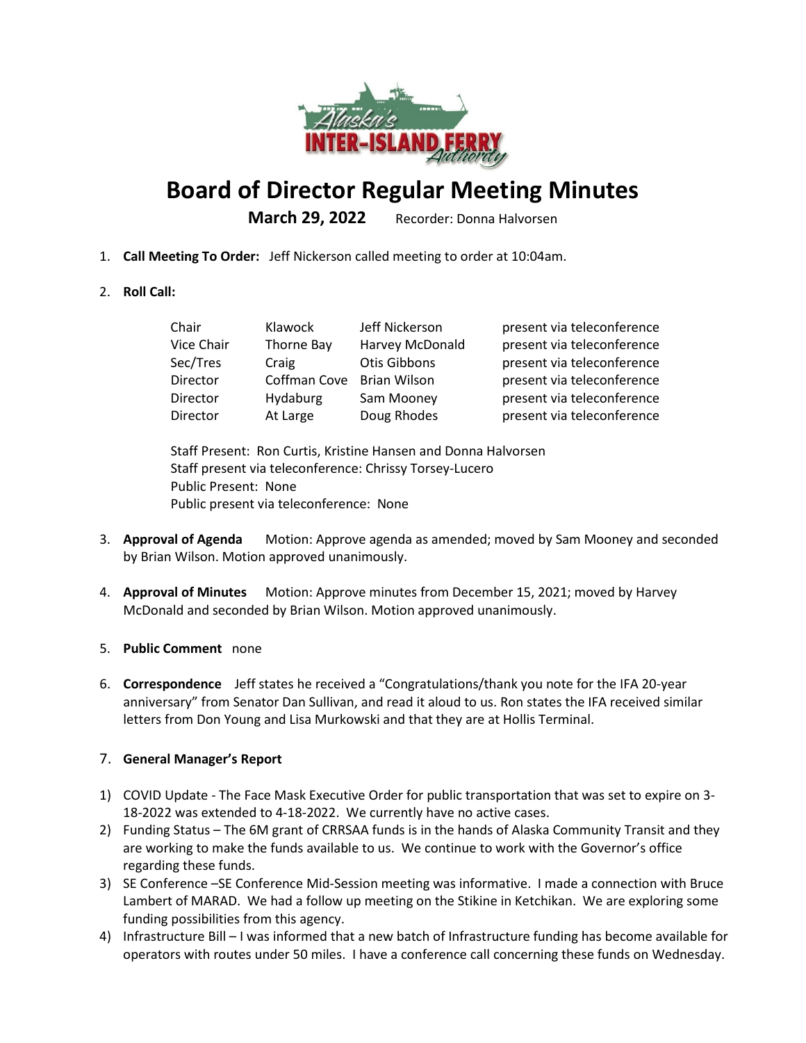# Board of Director Regular Meeting Minutes

**March 29, 2022** Recorder: Donna Halvorsen

1. **Call Meeting To Order:** Jeff Nickerson called meeting to order at 10:04am.

2. **Roll Call:**

| | | | |
|---|---|---|---|
| Chair | Klawock | Jeff Nickerson | present via teleconference |
| Vice Chair | Thorne Bay | Harvey McDonald | present via teleconference |
| Sec/Tres | Craig | Otis Gibbons | present via teleconference |
| Director | Coffman Cove | Brian Wilson | present via teleconference |
| Director | Hydaburg | Sam Mooney | present via teleconference |
| Director | At Large | Doug Rhodes | present via teleconference |

Staff Present: Ron Curtis, Kristine Hansen and Donna Halvorsen
Staff present via teleconference: Chrissy Torsey-Lucero
Public Present: None
Public present via teleconference: None

3. **Approval of Agenda** Motion: Approve agenda as amended; moved by Sam Mooney and seconded by Brian Wilson. Motion approved unanimously.

4. **Approval of Minutes** Motion: Approve minutes from December 15, 2021; moved by Harvey McDonald and seconded by Brian Wilson. Motion approved unanimously.

5. **Public Comment** none

6. **Correspondence** Jeff states he received a "Congratulations/thank you note for the IFA 20-year anniversary" from Senator Dan Sullivan, and read it aloud to us. Ron states the IFA received similar letters from Don Young and Lisa Murkowski and that they are at Hollis Terminal.

7. **General Manager's Report**

1) COVID Update - The Face Mask Executive Order for public transportation that was set to expire on 3-18-2022 was extended to 4-18-2022. We currently have no active cases.
2) Funding Status – The 6M grant of CRRSAA funds is in the hands of Alaska Community Transit and they are working to make the funds available to us. We continue to work with the Governor's office regarding these funds.
3) SE Conference –SE Conference Mid-Session meeting was informative. I made a connection with Bruce Lambert of MARAD. We had a follow up meeting on the Stikine in Ketchikan. We are exploring some funding possibilities from this agency.
4) Infrastructure Bill – I was informed that a new batch of Infrastructure funding has become available for operators with routes under 50 miles. I have a conference call concerning these funds on Wednesday.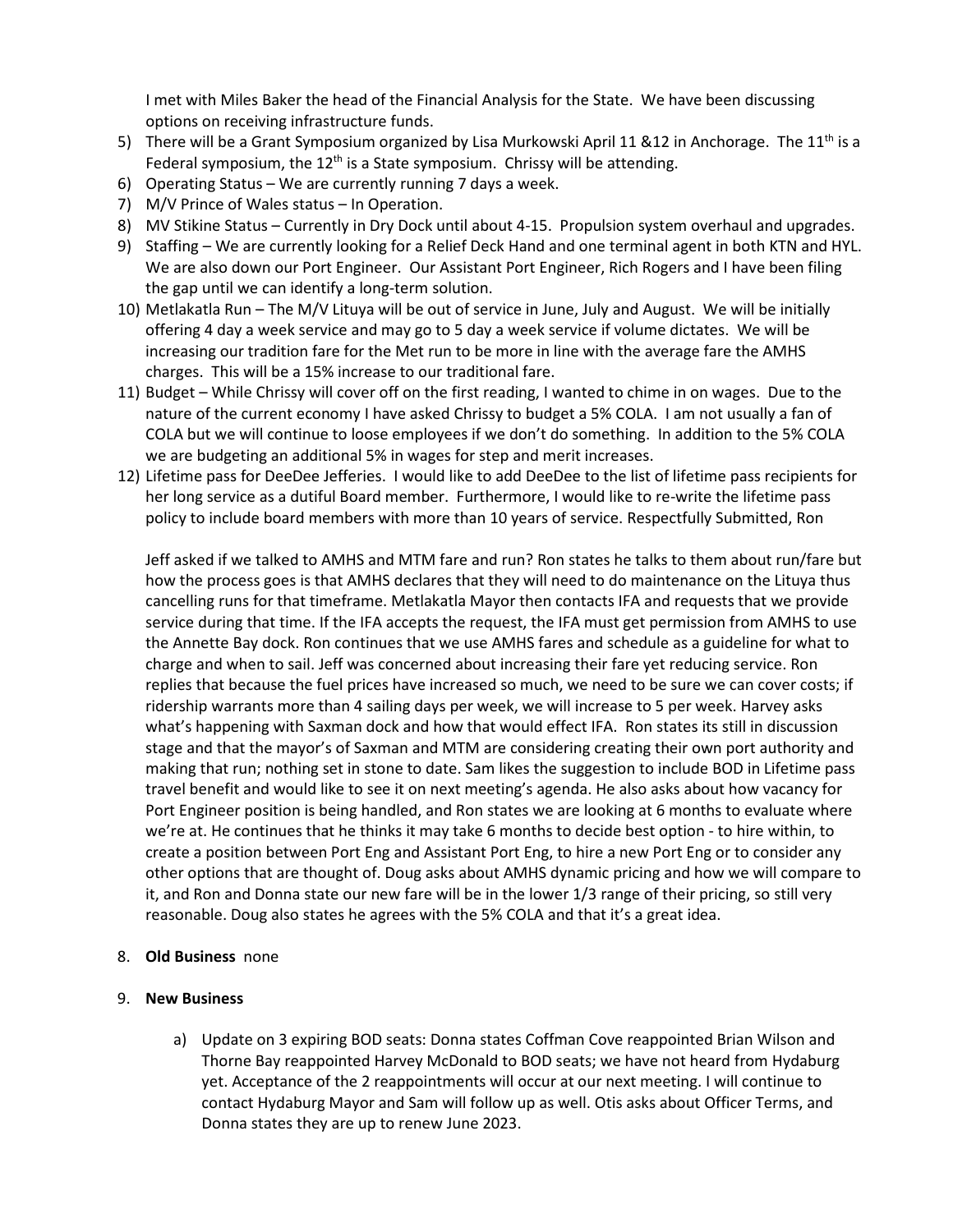I met with Miles Baker the head of the Financial Analysis for the State. We have been discussing options on receiving infrastructure funds.

5) There will be a Grant Symposium organized by Lisa Murkowski April 11 &12 in Anchorage. The 11th is a Federal symposium, the 12th is a State symposium. Chrissy will be attending.
6) Operating Status – We are currently running 7 days a week.
7) M/V Prince of Wales status – In Operation.
8) MV Stikine Status – Currently in Dry Dock until about 4-15. Propulsion system overhaul and upgrades.
9) Staffing – We are currently looking for a Relief Deck Hand and one terminal agent in both KTN and HYL. We are also down our Port Engineer. Our Assistant Port Engineer, Rich Rogers and I have been filing the gap until we can identify a long-term solution.
10) Metlakatla Run – The M/V Lituya will be out of service in June, July and August. We will be initially offering 4 day a week service and may go to 5 day a week service if volume dictates. We will be increasing our tradition fare for the Met run to be more in line with the average fare the AMHS charges. This will be a 15% increase to our traditional fare.
11) Budget – While Chrissy will cover off on the first reading, I wanted to chime in on wages. Due to the nature of the current economy I have asked Chrissy to budget a 5% COLA. I am not usually a fan of COLA but we will continue to loose employees if we don't do something. In addition to the 5% COLA we are budgeting an additional 5% in wages for step and merit increases.
12) Lifetime pass for DeeDee Jefferies. I would like to add DeeDee to the list of lifetime pass recipients for her long service as a dutiful Board member. Furthermore, I would like to re-write the lifetime pass policy to include board members with more than 10 years of service. Respectfully Submitted, Ron

Jeff asked if we talked to AMHS and MTM fare and run? Ron states he talks to them about run/fare but how the process goes is that AMHS declares that they will need to do maintenance on the Lituya thus cancelling runs for that timeframe. Metlakatla Mayor then contacts IFA and requests that we provide service during that time. If the IFA accepts the request, the IFA must get permission from AMHS to use the Annette Bay dock. Ron continues that we use AMHS fares and schedule as a guideline for what to charge and when to sail. Jeff was concerned about increasing their fare yet reducing service. Ron replies that because the fuel prices have increased so much, we need to be sure we can cover costs; if ridership warrants more than 4 sailing days per week, we will increase to 5 per week. Harvey asks what's happening with Saxman dock and how that would effect IFA. Ron states its still in discussion stage and that the mayor's of Saxman and MTM are considering creating their own port authority and making that run; nothing set in stone to date. Sam likes the suggestion to include BOD in Lifetime pass travel benefit and would like to see it on next meeting's agenda. He also asks about how vacancy for Port Engineer position is being handled, and Ron states we are looking at 6 months to evaluate where we're at. He continues that he thinks it may take 6 months to decide best option - to hire within, to create a position between Port Eng and Assistant Port Eng, to hire a new Port Eng or to consider any other options that are thought of. Doug asks about AMHS dynamic pricing and how we will compare to it, and Ron and Donna state our new fare will be in the lower 1/3 range of their pricing, so still very reasonable. Doug also states he agrees with the 5% COLA and that it's a great idea.

8. **Old Business** none

9. **New Business**

   a) Update on 3 expiring BOD seats: Donna states Coffman Cove reappointed Brian Wilson and Thorne Bay reappointed Harvey McDonald to BOD seats; we have not heard from Hydaburg yet. Acceptance of the 2 reappointments will occur at our next meeting. I will continue to contact Hydaburg Mayor and Sam will follow up as well. Otis asks about Officer Terms, and Donna states they are up to renew June 2023.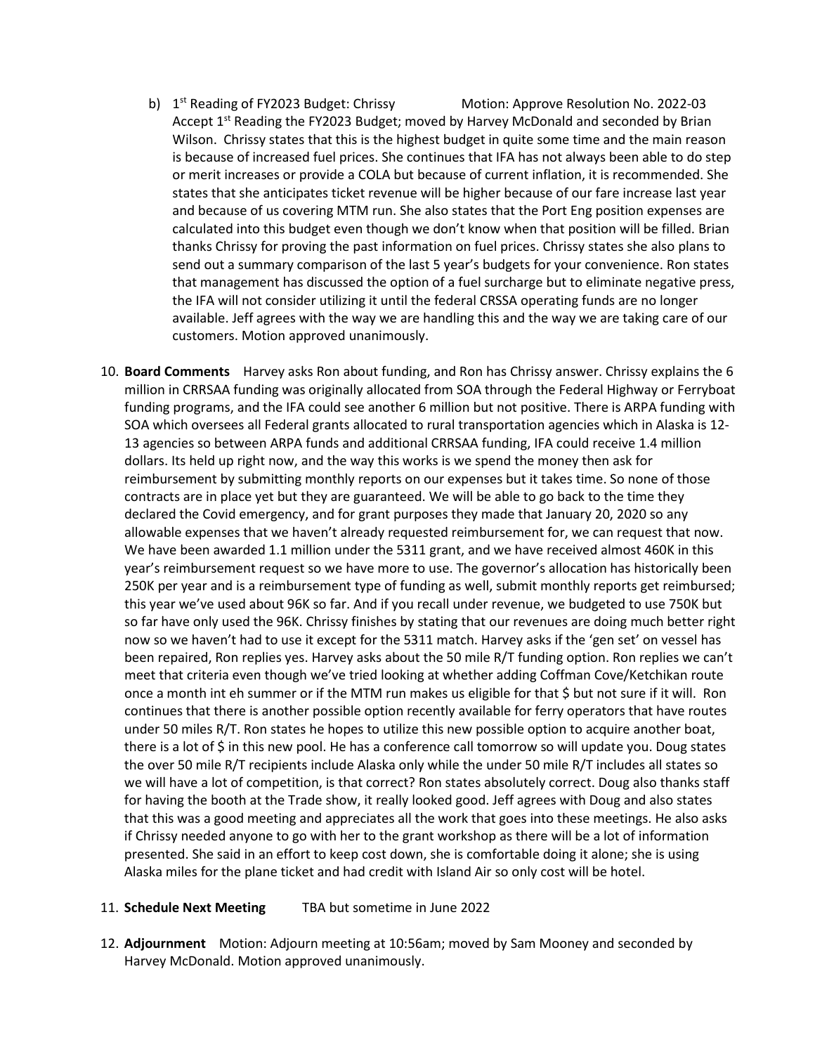b) 1st Reading of FY2023 Budget: Chrissy Motion: Approve Resolution No. 2022-03 Accept 1st Reading the FY2023 Budget; moved by Harvey McDonald and seconded by Brian Wilson. Chrissy states that this is the highest budget in quite some time and the main reason is because of increased fuel prices. She continues that IFA has not always been able to do step or merit increases or provide a COLA but because of current inflation, it is recommended. She states that she anticipates ticket revenue will be higher because of our fare increase last year and because of us covering MTM run. She also states that the Port Eng position expenses are calculated into this budget even though we don't know when that position will be filled. Brian thanks Chrissy for proving the past information on fuel prices. Chrissy states she also plans to send out a summary comparison of the last 5 year's budgets for your convenience. Ron states that management has discussed the option of a fuel surcharge but to eliminate negative press, the IFA will not consider utilizing it until the federal CRSSA operating funds are no longer available. Jeff agrees with the way we are handling this and the way we are taking care of our customers. Motion approved unanimously.

10. **Board Comments** Harvey asks Ron about funding, and Ron has Chrissy answer. Chrissy explains the 6 million in CRRSAA funding was originally allocated from SOA through the Federal Highway or Ferryboat funding programs, and the IFA could see another 6 million but not positive. There is ARPA funding with SOA which oversees all Federal grants allocated to rural transportation agencies which in Alaska is 12-13 agencies so between ARPA funds and additional CRRSAA funding, IFA could receive 1.4 million dollars. Its held up right now, and the way this works is we spend the money then ask for reimbursement by submitting monthly reports on our expenses but it takes time. So none of those contracts are in place yet but they are guaranteed. We will be able to go back to the time they declared the Covid emergency, and for grant purposes they made that January 20, 2020 so any allowable expenses that we haven't already requested reimbursement for, we can request that now. We have been awarded 1.1 million under the 5311 grant, and we have received almost 460K in this year's reimbursement request so we have more to use. The governor's allocation has historically been 250K per year and is a reimbursement type of funding as well, submit monthly reports get reimbursed; this year we've used about 96K so far. And if you recall under revenue, we budgeted to use 750K but so far have only used the 96K. Chrissy finishes by stating that our revenues are doing much better right now so we haven't had to use it except for the 5311 match. Harvey asks if the 'gen set' on vessel has been repaired, Ron replies yes. Harvey asks about the 50 mile R/T funding option. Ron replies we can't meet that criteria even though we've tried looking at whether adding Coffman Cove/Ketchikan route once a month int eh summer or if the MTM run makes us eligible for that $ but not sure if it will. Ron continues that there is another possible option recently available for ferry operators that have routes under 50 miles R/T. Ron states he hopes to utilize this new possible option to acquire another boat, there is a lot of $ in this new pool. He has a conference call tomorrow so will update you. Doug states the over 50 mile R/T recipients include Alaska only while the under 50 mile R/T includes all states so we will have a lot of competition, is that correct? Ron states absolutely correct. Doug also thanks staff for having the booth at the Trade show, it really looked good. Jeff agrees with Doug and also states that this was a good meeting and appreciates all the work that goes into these meetings. He also asks if Chrissy needed anyone to go with her to the grant workshop as there will be a lot of information presented. She said in an effort to keep cost down, she is comfortable doing it alone; she is using Alaska miles for the plane ticket and had credit with Island Air so only cost will be hotel.

11. **Schedule Next Meeting** TBA but sometime in June 2022

12. **Adjournment** Motion: Adjourn meeting at 10:56am; moved by Sam Mooney and seconded by Harvey McDonald. Motion approved unanimously.